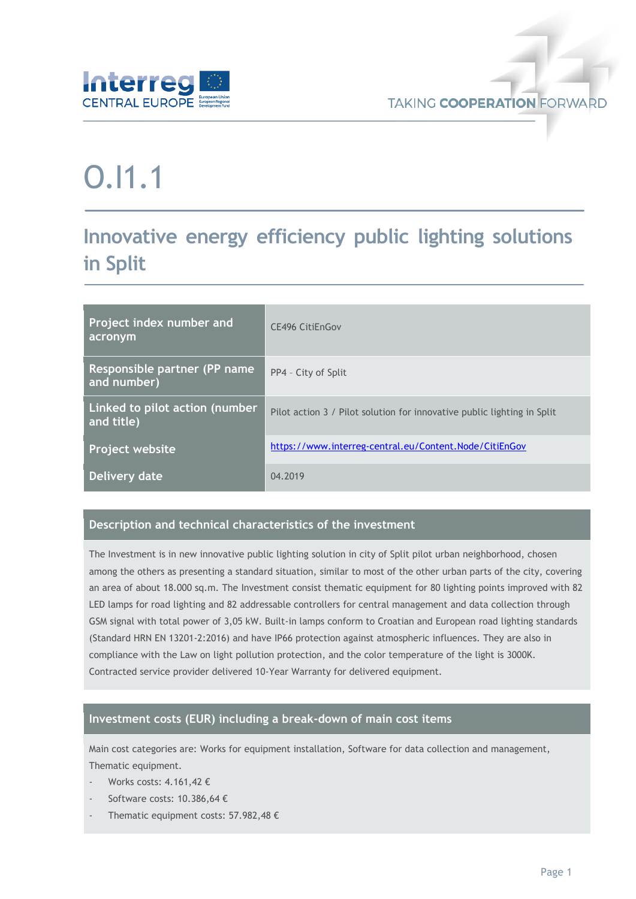# O.I1.1

## Innovative energy efficiency public lighting solutions in Split

| Project index number and acronym | CE496 CitiEnGov |
|---|---|
| Responsible partner (PP name and number) | PP4 – City of Split |
| Linked to pilot action (number and title) | Pilot action 3 / Pilot solution for innovative public lighting in Split |
| Project website | https://www.interreg-central.eu/Content.Node/CitiEnGov |
| Delivery date | 04.2019 |

### Description and technical characteristics of the investment

The Investment is in new innovative public lighting solution in city of Split pilot urban neighborhood, chosen among the others as presenting a standard situation, similar to most of the other urban parts of the city, covering an area of about 18.000 sq.m. The Investment consist thematic equipment for 80 lighting points improved with 82 LED lamps for road lighting and 82 addressable controllers for central management and data collection through GSM signal with total power of 3,05 kW. Built-in lamps conform to Croatian and European road lighting standards (Standard HRN EN 13201-2:2016) and have IP66 protection against atmospheric influences. They are also in compliance with the Law on light pollution protection, and the color temperature of the light is 3000K. Contracted service provider delivered 10-Year Warranty for delivered equipment.

### Investment costs (EUR) including a break-down of main cost items

Main cost categories are: Works for equipment installation, Software for data collection and management, Thematic equipment.

- Works costs: 4.161,42 €
- Software costs: 10.386,64 €
- Thematic equipment costs: 57.982,48 €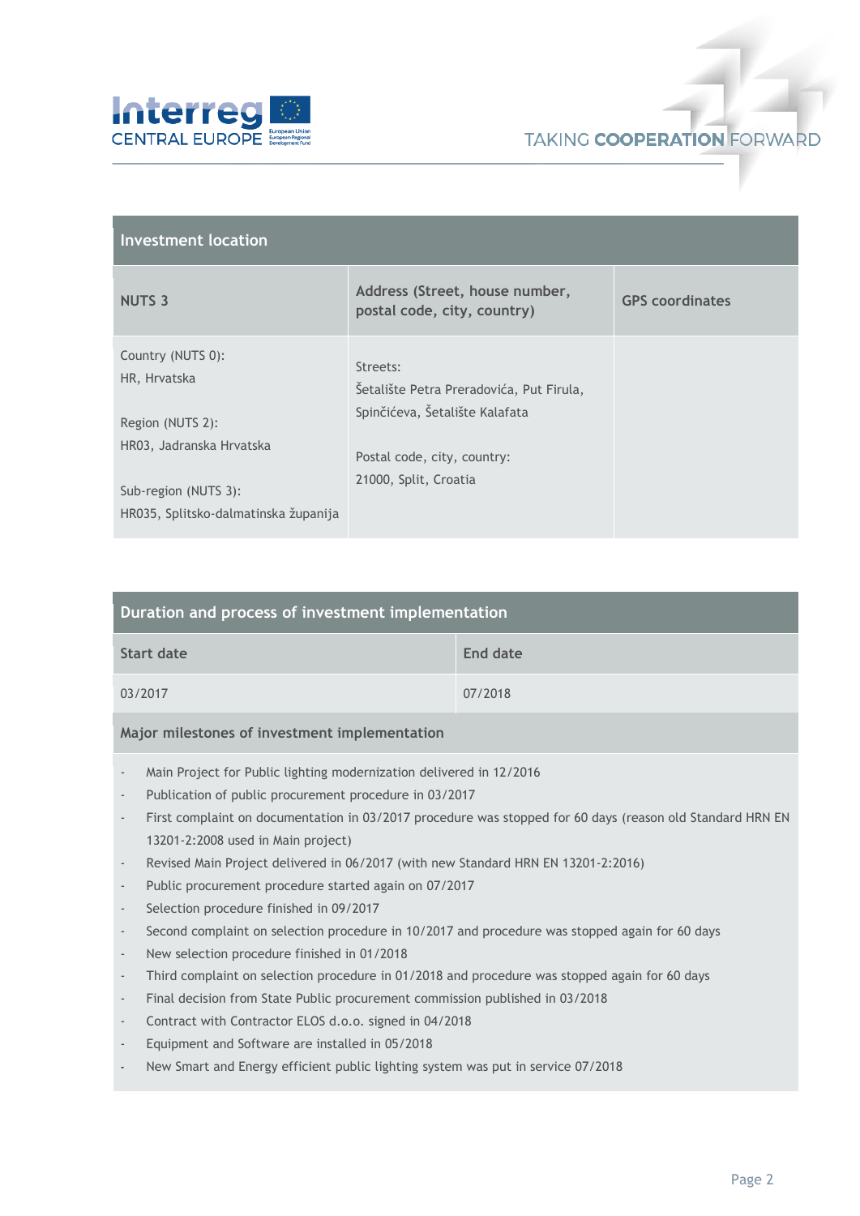| Investment location | | |
|---|---|---|
| **NUTS 3** | **Address (Street, house number, postal code, city, country)** | **GPS coordinates** |
| Country (NUTS 0):<br>HR, Hrvatska<br><br>Region (NUTS 2):<br>HR03, Jadranska Hrvatska<br><br>Sub-region (NUTS 3):<br>HR035, Splitsko-dalmatinska županija | Streets:<br>Šetalište Petra Preradovića, Put Firula, Spinčićeva, Šetalište Kalafata<br><br>Postal code, city, country:<br>21000, Split, Croatia | |

| Duration and process of investment implementation | |
|---|---|
| **Start date** | **End date** |
| 03/2017 | 07/2018 |

**Major milestones of investment implementation**

- Main Project for Public lighting modernization delivered in 12/2016
- Publication of public procurement procedure in 03/2017
- First complaint on documentation in 03/2017 procedure was stopped for 60 days (reason old Standard HRN EN 13201-2:2008 used in Main project)
- Revised Main Project delivered in 06/2017 (with new Standard HRN EN 13201-2:2016)
- Public procurement procedure started again on 07/2017
- Selection procedure finished in 09/2017
- Second complaint on selection procedure in 10/2017 and procedure was stopped again for 60 days
- New selection procedure finished in 01/2018
- Third complaint on selection procedure in 01/2018 and procedure was stopped again for 60 days
- Final decision from State Public procurement commission published in 03/2018
- Contract with Contractor ELOS d.o.o. signed in 04/2018
- Equipment and Software are installed in 05/2018
- New Smart and Energy efficient public lighting system was put in service 07/2018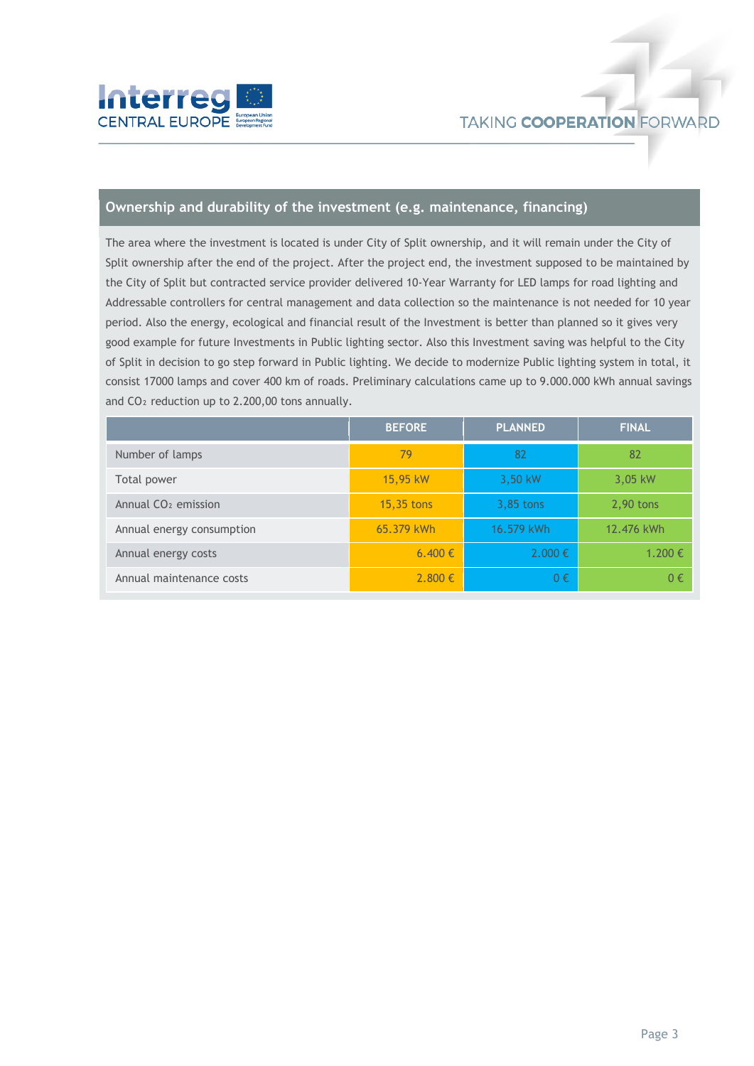## Ownership and durability of the investment (e.g. maintenance, financing)

The area where the investment is located is under City of Split ownership, and it will remain under the City of Split ownership after the end of the project. After the project end, the investment supposed to be maintained by the City of Split but contracted service provider delivered 10-Year Warranty for LED lamps for road lighting and Addressable controllers for central management and data collection so the maintenance is not needed for 10 year period. Also the energy, ecological and financial result of the Investment is better than planned so it gives very good example for future Investments in Public lighting sector. Also this Investment saving was helpful to the City of Split in decision to go step forward in Public lighting. We decide to modernize Public lighting system in total, it consist 17000 lamps and cover 400 km of roads. Preliminary calculations came up to 9.000.000 kWh annual savings and $CO_2$ reduction up to 2.200,00 tons annually.

| | BEFORE | PLANNED | FINAL |
|---|---|---|---|
| Number of lamps | 79 | 82 | 82 |
| Total power | 15,95 kW | 3,50 kW | 3,05 kW |
| Annual $CO_2$ emission | 15,35 tons | 3,85 tons | 2,90 tons |
| Annual energy consumption | 65.379 kWh | 16.579 kWh | 12.476 kWh |
| Annual energy costs | 6.400 € | 2.000 € | 1.200 € |
| Annual maintenance costs | 2.800 € | 0 € | 0 € |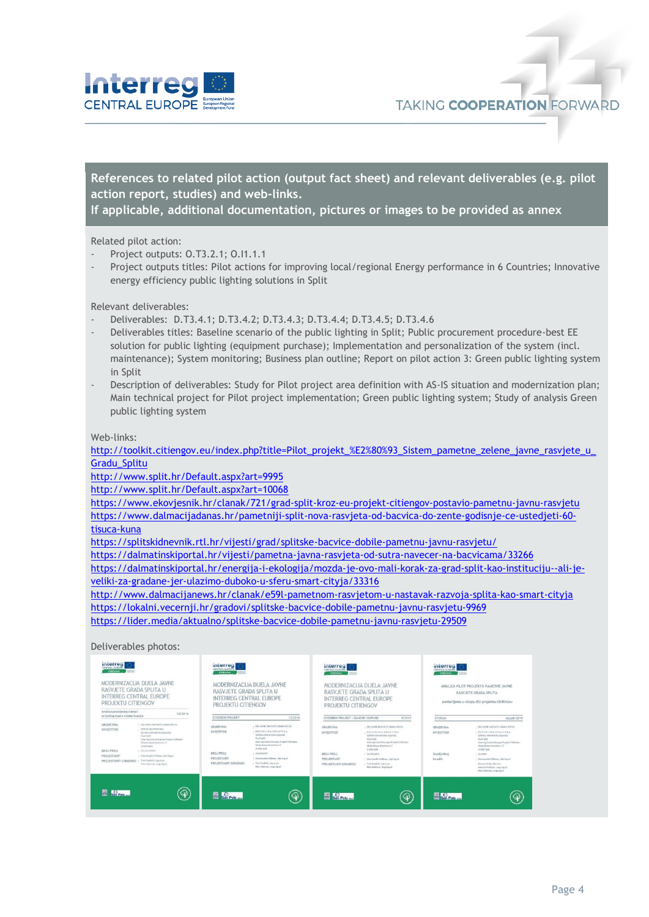## References to related pilot action (output fact sheet) and relevant deliverables (e.g. pilot action report, studies) and web-links. If applicable, additional documentation, pictures or images to be provided as annex

Related pilot action:

- Project outputs: O.T3.2.1; O.I1.1.1
- Project outputs titles: Pilot actions for improving local/regional Energy performance in 6 Countries; Innovative energy efficiency public lighting solutions in Split

Relevant deliverables:

- Deliverables: D.T3.4.1; D.T3.4.2; D.T3.4.3; D.T3.4.4; D.T3.4.5; D.T3.4.6
- Deliverables titles: Baseline scenario of the public lighting in Split; Public procurement procedure-best EE solution for public lighting (equipment purchase); Implementation and personalization of the system (incl. maintenance); System monitoring; Business plan outline; Report on pilot action 3: Green public lighting system in Split
- Description of deliverables: Study for Pilot project area definition with AS-IS situation and modernization plan; Main technical project for Pilot project implementation; Green public lighting system; Study of analysis Green public lighting system

Web-links:

http://toolkit.citiengov.eu/index.php?title=Pilot_projekt_%E2%80%93_Sistem_pametne_zelene_javne_rasvjete_u_Gradu_Splitu
http://www.split.hr/Default.aspx?art=9995
http://www.split.hr/Default.aspx?art=10068
https://www.ekovjesnik.hr/clanak/721/grad-split-kroz-eu-projekt-citiengov-postavio-pametnu-javnu-rasvjetu
https://www.dalmacijadanas.hr/pametniji-split-nova-rasvjeta-od-bacvica-do-zente-godisnje-ce-ustedjeti-60-tisuca-kuna
https://splitskidnevnik.rtl.hr/vijesti/grad/splitske-bacvice-dobile-pametnu-javnu-rasvjetu/
https://dalmatinskiportal.hr/vijesti/pametna-javna-rasvjeta-od-sutra-navecer-na-bacvicama/33266
https://dalmatinskiportal.hr/energija-i-ekologija/mozda-je-ovo-mali-korak-za-grad-split-kao-instituciju--ali-je-veliki-za-gradane-jer-ulazimo-duboko-u-sferu-smart-cityja/33316
http://www.dalmacijanews.hr/clanak/e59l-pametnom-rasvjetom-u-nastavak-razvoja-splita-kao-smart-cityja
https://lokalni.vecernji.hr/gradovi/splitske-bacvice-dobile-pametnu-javnu-rasvjetu-9969
https://lider.media/aktualno/splitske-bacvice-dobile-pametnu-javnu-rasvjetu-29509

Deliverables photos: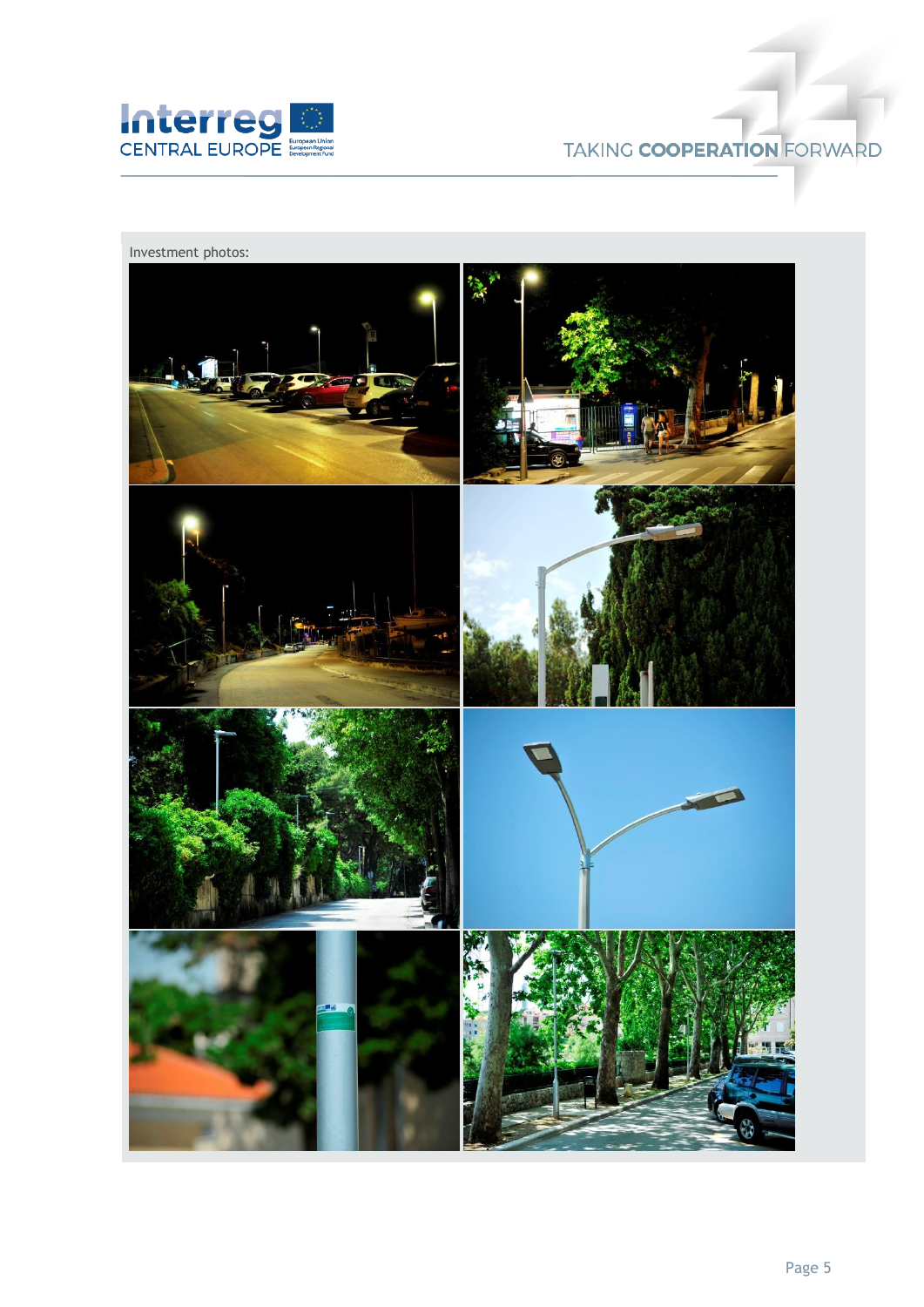Investment photos: